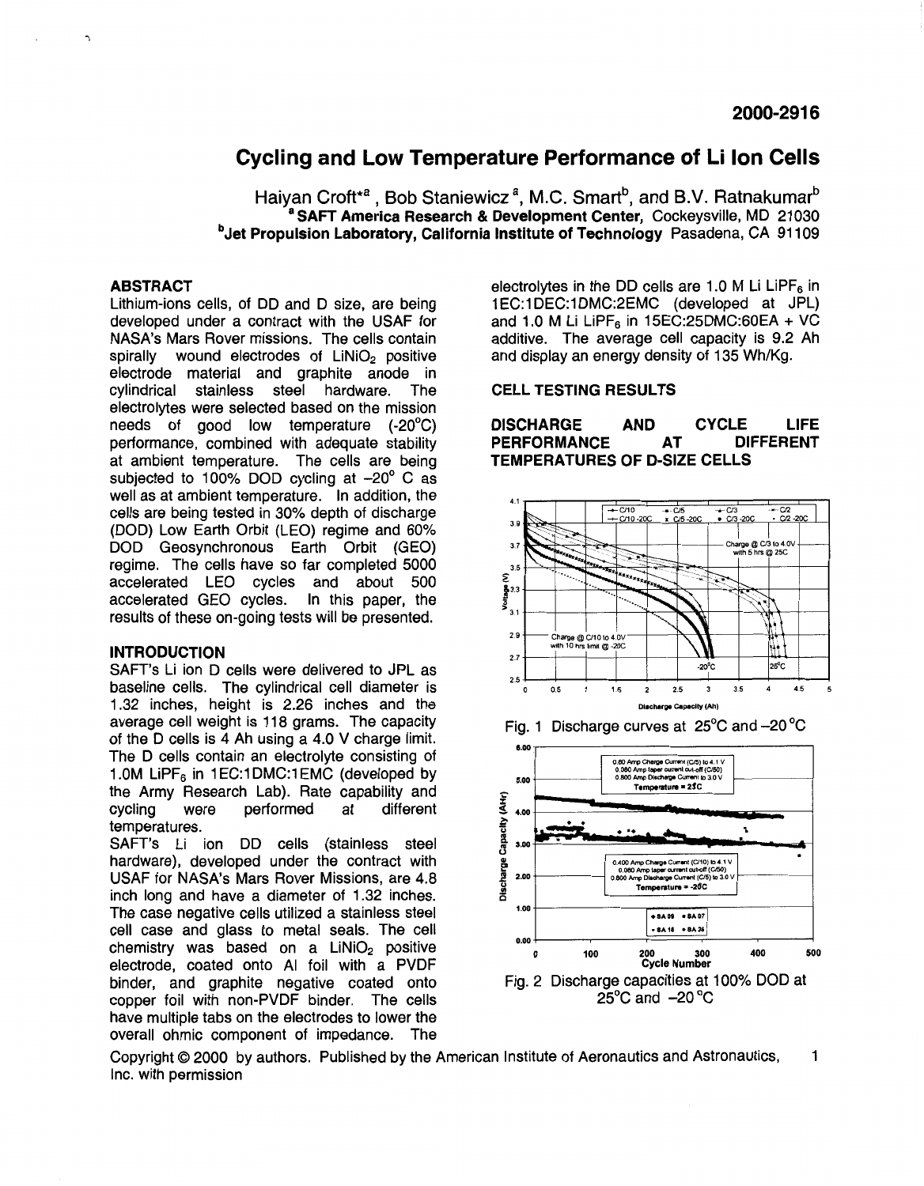**2000-2916**

# Cycling and Low Temperature Performance of Li Ion Cells

Haiyan Croft*[a], Bob Staniewicz[a], M.C. Smart[b], and B.V. Ratnakumar[b]

[a] **SAFT America Research & Development Center,** Cockeysville, MD 21030

[b] **Jet Propulsion Laboratory, California Institute of Technology** Pasadena, CA 91109

## ABSTRACT

Lithium-ions cells, of DD and D size, are being developed under a contract with the USAF for NASA's Mars Rover missions. The cells contain spirally wound electrodes of $LiNiO_2$ positive electrode material and graphite anode in cylindrical stainless steel hardware. The electrolytes were selected based on the mission needs of good low temperature (-20°C) performance, combined with adequate stability at ambient temperature. The cells are being subjected to 100% DOD cycling at –20° C as well as at ambient temperature. In addition, the cells are being tested in 30% depth of discharge (DOD) Low Earth Orbit (LEO) regime and 60% DOD Geosynchronous Earth Orbit (GEO) regime. The cells have so far completed 5000 accelerated LEO cycles and about 500 accelerated GEO cycles. In this paper, the results of these on-going tests will be presented.

## INTRODUCTION

SAFT's Li ion D cells were delivered to JPL as baseline cells. The cylindrical cell diameter is 1.32 inches, height is 2.26 inches and the average cell weight is 118 grams. The capacity of the D cells is 4 Ah using a 4.0 V charge limit. The D cells contain an electrolyte consisting of 1.0M $LiPF_6$ in 1EC:1DMC:1EMC (developed by the Army Research Lab). Rate capability and cycling were performed at different temperatures.

SAFT's Li ion DD cells (stainless steel hardware), developed under the contract with USAF for NASA's Mars Rover Missions, are 4.8 inch long and have a diameter of 1.32 inches. The case negative cells utilized a stainless steel cell case and glass to metal seals. The cell chemistry was based on a $LiNiO_2$ positive electrode, coated onto Al foil with a PVDF binder, and graphite negative coated onto copper foil with non-PVDF binder. The cells have multiple tabs on the electrodes to lower the overall ohmic component of impedance. The electrolytes in the DD cells are 1.0 M Li $LiPF_6$ in 1EC:1DEC:1DMC:2EMC (developed at JPL) and 1.0 M Li $LiPF_6$ in 15EC:25DMC:60EA + VC additive. The average cell capacity is 9.2 Ah and display an energy density of 135 Wh/Kg.

## CELL TESTING RESULTS

### DISCHARGE AND CYCLE LIFE PERFORMANCE AT DIFFERENT TEMPERATURES OF D-SIZE CELLS

Fig. 1 Discharge curves at 25°C and –20 °C

Fig. 2 Discharge capacities at 100% DOD at 25°C and –20 °C

Copyright © 2000 by authors. Published by the American Institute of Aeronautics and Astronautics, Inc. with permission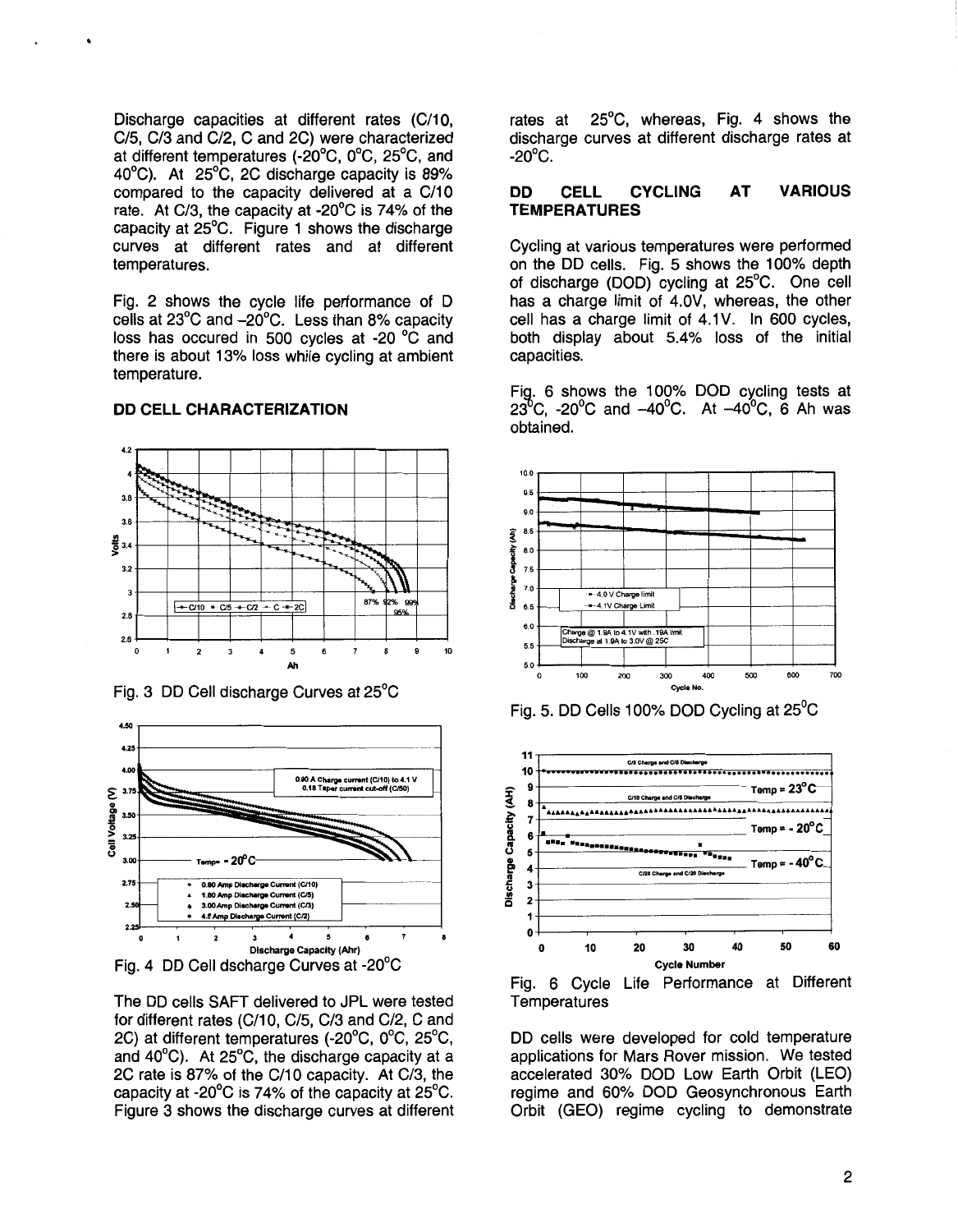Discharge capacities at different rates (C/10, C/5, C/3 and C/2, C and 2C) were characterized at different temperatures (-20°C, 0°C, 25°C, and 40°C). At 25°C, 2C discharge capacity is 89% compared to the capacity delivered at a C/10 rate. At C/3, the capacity at -20°C is 74% of the capacity at 25°C. Figure 1 shows the discharge curves at different rates and at different temperatures.

Fig. 2 shows the cycle life performance of D cells at 23°C and –20°C. Less than 8% capacity loss has occured in 500 cycles at -20 °C and there is about 13% loss while cycling at ambient temperature.

### DD CELL CHARACTERIZATION

Fig. 3 DD Cell discharge Curves at 25°C

Fig. 4 DD Cell dscharge Curves at -20°C

The DD cells SAFT delivered to JPL were tested for different rates (C/10, C/5, C/3 and C/2, C and 2C) at different temperatures (-20°C, 0°C, 25°C, and 40°C). At 25°C, the discharge capacity at a 2C rate is 87% of the C/10 capacity. At C/3, the capacity at -20°C is 74% of the capacity at 25°C. Figure 3 shows the discharge curves at different rates at 25°C, whereas, Fig. 4 shows the discharge curves at different discharge rates at -20°C.

### DD CELL CYCLING AT VARIOUS TEMPERATURES

Cycling at various temperatures were performed on the DD cells. Fig. 5 shows the 100% depth of discharge (DOD) cycling at 25°C. One cell has a charge limit of 4.0V, whereas, the other cell has a charge limit of 4.1V. In 600 cycles, both display about 5.4% loss of the initial capacities.

Fig. 6 shows the 100% DOD cycling tests at 23°C, -20°C and –40°C. At –40°C, 6 Ah was obtained.

Fig. 5. DD Cells 100% DOD Cycling at 25°C

Fig. 6 Cycle Life Performance at Different Temperatures

DD cells were developed for cold temperature applications for Mars Rover mission. We tested accelerated 30% DOD Low Earth Orbit (LEO) regime and 60% DOD Geosynchronous Earth Orbit (GEO) regime cycling to demonstrate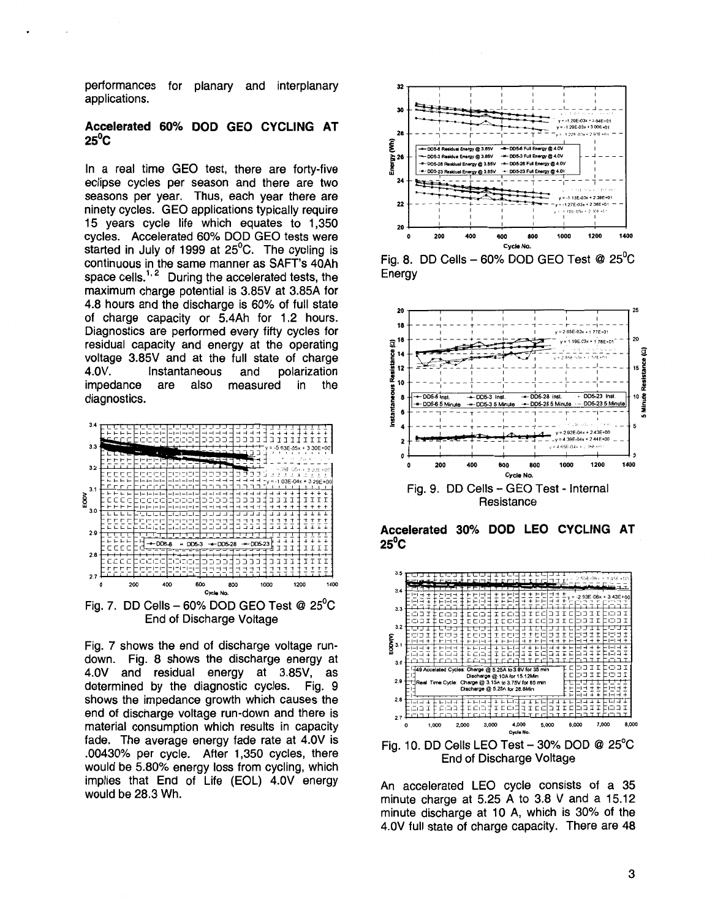performances for planary and interplanary applications.

## Accelerated 60% DOD GEO CYCLING AT 25°C

In a real time GEO test, there are forty-five eclipse cycles per season and there are two seasons per year. Thus, each year there are ninety cycles. GEO applications typically require 15 years cycle life which equates to 1,350 cycles. Accelerated 60% DOD GEO tests were started in July of 1999 at 25°C. The cycling is continuous in the same manner as SAFT's 40Ah space cells.[1,2] During the accelerated tests, the maximum charge potential is 3.85V at 3.85A for 4.8 hours and the discharge is 60% of full state of charge capacity or 5.4Ah for 1.2 hours. Diagnostics are performed every fifty cycles for residual capacity and energy at the operating voltage 3.85V and at the full state of charge 4.0V. Instantaneous and polarization impedance are also measured in the diagnostics.

Fig. 7. DD Cells – 60% DOD GEO Test @ 25°C End of Discharge Voltage

Fig. 7 shows the end of discharge voltage run-down. Fig. 8 shows the discharge energy at 4.0V and residual energy at 3.85V, as determined by the diagnostic cycles. Fig. 9 shows the impedance growth which causes the end of discharge voltage run-down and there is material consumption which results in capacity fade. The average energy fade rate at 4.0V is .00430% per cycle. After 1,350 cycles, there would be 5.80% energy loss from cycling, which implies that End of Life (EOL) 4.0V energy would be 28.3 Wh.

Fig. 8. DD Cells – 60% DOD GEO Test @ 25°C Energy

Fig. 9. DD Cells – GEO Test - Internal Resistance

## Accelerated 30% DOD LEO CYCLING AT 25°C

Fig. 10. DD Cells LEO Test – 30% DOD @ 25°C End of Discharge Voltage

An accelerated LEO cycle consists of a 35 minute charge at 5.25 A to 3.8 V and a 15.12 minute discharge at 10 A, which is 30% of the 4.0V full state of charge capacity. There are 48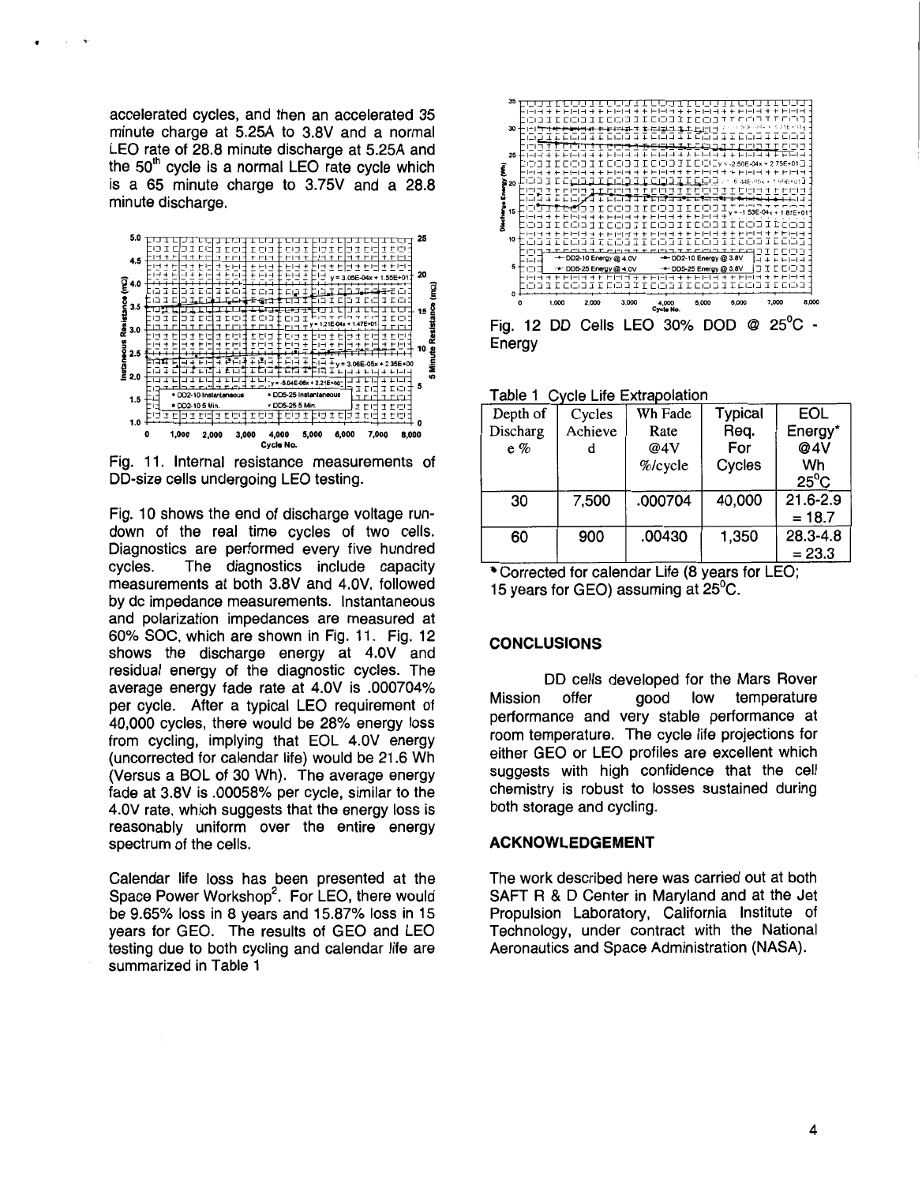accelerated cycles, and then an accelerated 35 minute charge at 5.25A to 3.8V and a normal LEO rate of 28.8 minute discharge at 5.25A and the 50[th] cycle is a normal LEO rate cycle which is a 65 minute charge to 3.75V and a 28.8 minute discharge.

5.0
4.5
4.0
3.5
3.0
2.5
2.0
1.5
1.0
Instantaneous Resistance (mΩ)
25
20
15
10
5
0
5 Minute Resistance (mΩ)
y = 3.05E-04x + 1.55E+01
y = 1.21E-04x + 1.47E+01
y = 3.06E-05x + 2.35E+00
y = -5.04E-06x + 2.21E+00
DD2-10 Instantaneous
DD5-25 Instantaneous
DD2-10 5 Min.
DD5-25 5 Min.
0 1,000 2,000 3,000 4,000 5,000 6,000 7,000 8,000
Cycle No.

Fig. 11. Internal resistance measurements of DD-size cells undergoing LEO testing.

Fig. 10 shows the end of discharge voltage run-down of the real time cycles of two cells. Diagnostics are performed every five hundred cycles. The diagnostics include capacity measurements at both 3.8V and 4.0V, followed by dc impedance measurements. Instantaneous and polarization impedances are measured at 60% SOC, which are shown in Fig. 11. Fig. 12 shows the discharge energy at 4.0V and residual energy of the diagnostic cycles. The average energy fade rate at 4.0V is .000704% per cycle. After a typical LEO requirement of 40,000 cycles, there would be 28% energy loss from cycling, implying that EOL 4.0V energy (uncorrected for calendar life) would be 21.6 Wh (Versus a BOL of 30 Wh). The average energy fade at 3.8V is .00058% per cycle, similar to the 4.0V rate, which suggests that the energy loss is reasonably uniform over the entire energy spectrum of the cells.

Calendar life loss has been presented at the Space Power Workshop[2]. For LEO, there would be 9.65% loss in 8 years and 15.87% loss in 15 years for GEO. The results of GEO and LEO testing due to both cycling and calendar life are summarized in Table 1

35
30
25
20
15
10
5
0
Discharge Energy (Wh)
y = -2.50E-04x + 2.75E+01
y = -1.53E-04x + 1.87E+01
DD2-10 Energy @ 4.0V
DD2-10 Energy @ 3.8V
DD5-25 Energy @ 4.0V
DD5-25 Energy @ 3.8V
0 1,000 2,000 3,000 4,000 5,000 6,000 7,000 8,000
Cycle No.

Fig. 12 DD Cells LEO 30% DOD @ 25°C - Energy

Table 1 Cycle Life Extrapolation

| Depth of Discharge % | Cycles Achieved | Wh Fade Rate @4V %/cycle | Typical Req. For Cycles | EOL Energy* @4V Wh 25°C |
|---|---|---|---|---|
| 30 | 7,500 | .000704 | 40,000 | 21.6-2.9 = 18.7 |
| 60 | 900 | .00430 | 1,350 | 28.3-4.8 = 23.3 |

* Corrected for calendar Life (8 years for LEO; 15 years for GEO) assuming at 25°C.

## CONCLUSIONS

DD cells developed for the Mars Rover Mission offer good low temperature performance and very stable performance at room temperature. The cycle life projections for either GEO or LEO profiles are excellent which suggests with high confidence that the cell chemistry is robust to losses sustained during both storage and cycling.

## ACKNOWLEDGEMENT

The work described here was carried out at both SAFT R & D Center in Maryland and at the Jet Propulsion Laboratory, California Institute of Technology, under contract with the National Aeronautics and Space Administration (NASA).